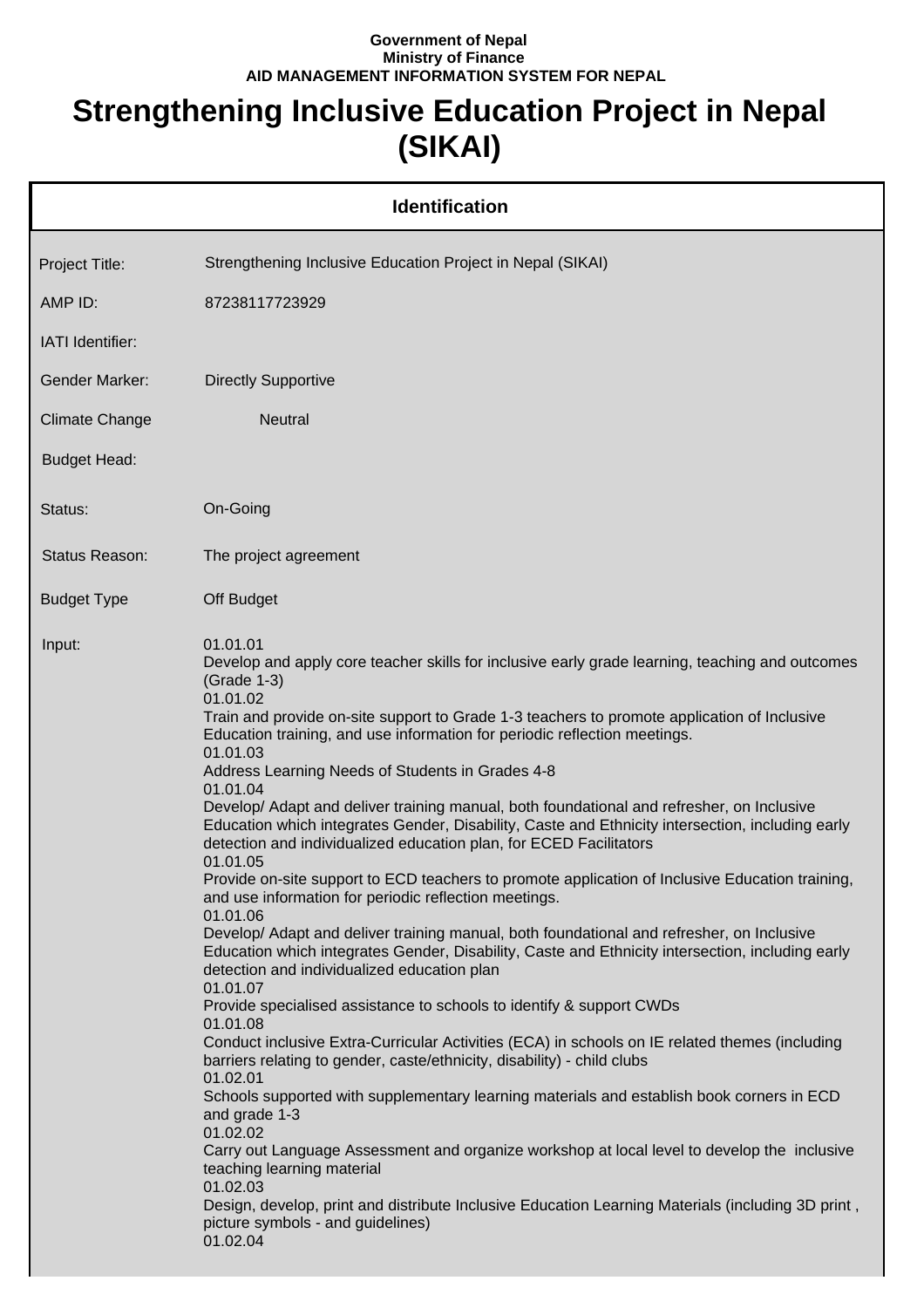**Government of Nepal**
**Ministry of Finance**
**AID MANAGEMENT INFORMATION SYSTEM FOR NEPAL**

# Strengthening Inclusive Education Project in Nepal (SIKAI)

## Identification

| | |
|---|---|
| Project Title: | Strengthening Inclusive Education Project in Nepal (SIKAI) |
| AMP ID: | 87238117723929 |
| IATI Identifier: | |
| Gender Marker: | Directly Supportive |
| Climate Change | Neutral |
| Budget Head: | |
| Status: | On-Going |
| Status Reason: | The project agreement |
| Budget Type | Off Budget |
| Input: | 01.01.01<br>Develop and apply core teacher skills for inclusive early grade learning, teaching and outcomes (Grade 1-3)<br>01.01.02<br>Train and provide on-site support to Grade 1-3 teachers to promote application of Inclusive Education training, and use information for periodic reflection meetings.<br>01.01.03<br>Address Learning Needs of Students in Grades 4-8<br>01.01.04<br>Develop/ Adapt and deliver training manual, both foundational and refresher, on Inclusive Education which integrates Gender, Disability, Caste and Ethnicity intersection, including early detection and individualized education plan, for ECED Facilitators<br>01.01.05<br>Provide on-site support to ECD teachers to promote application of Inclusive Education training, and use information for periodic reflection meetings.<br>01.01.06<br>Develop/ Adapt and deliver training manual, both foundational and refresher, on Inclusive Education which integrates Gender, Disability, Caste and Ethnicity intersection, including early detection and individualized education plan<br>01.01.07<br>Provide specialised assistance to schools to identify & support CWDs<br>01.01.08<br>Conduct inclusive Extra-Curricular Activities (ECA) in schools on IE related themes (including barriers relating to gender, caste/ethnicity, disability) - child clubs<br>01.02.01<br>Schools supported with supplementary learning materials and establish book corners in ECD and grade 1-3<br>01.02.02<br>Carry out Language Assessment and organize workshop at local level to develop the inclusive teaching learning material<br>01.02.03<br>Design, develop, print and distribute Inclusive Education Learning Materials (including 3D print , picture symbols - and guidelines)<br>01.02.04 |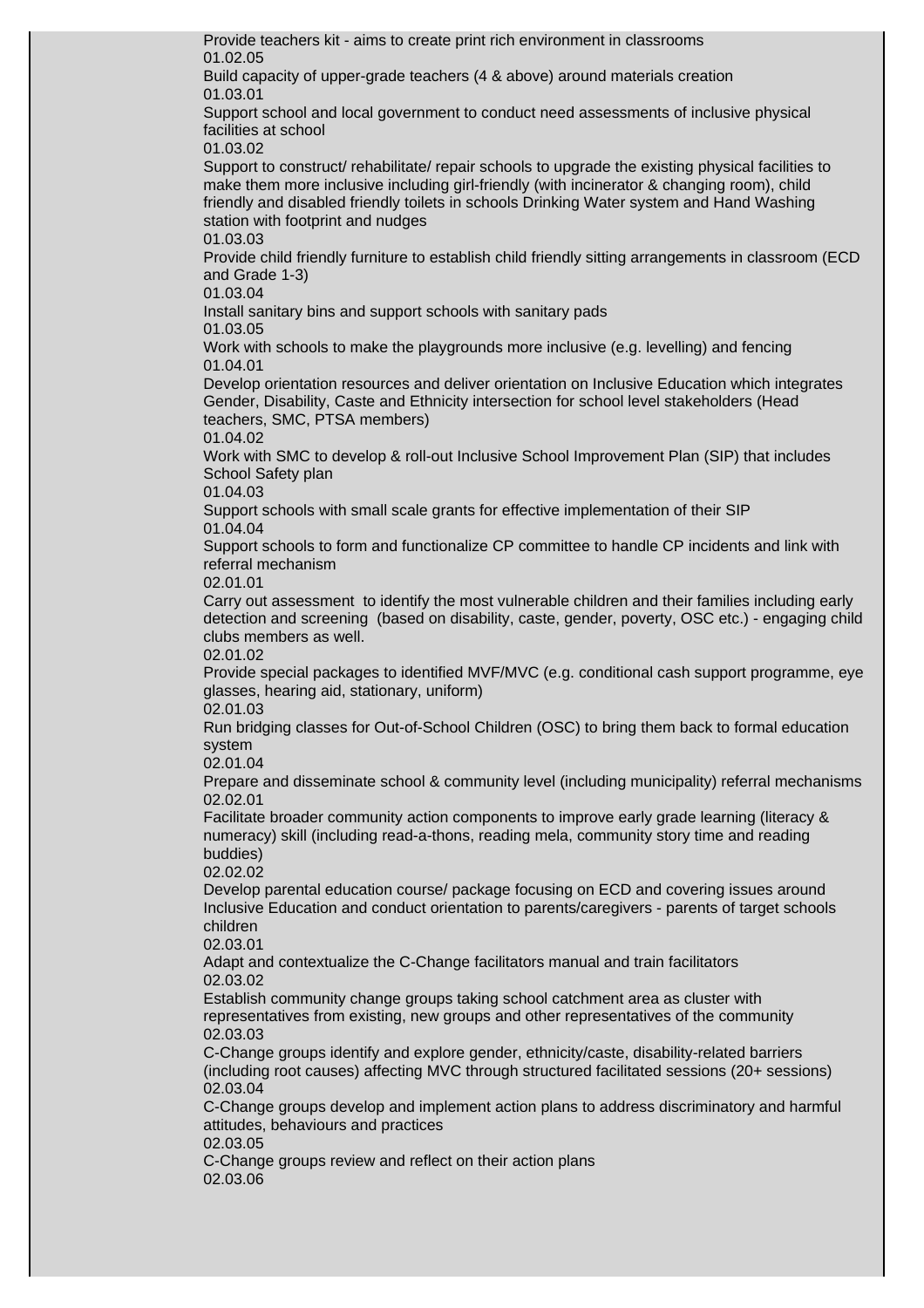Provide teachers kit - aims to create print rich environment in classrooms
01.02.05
Build capacity of upper-grade teachers (4 & above) around materials creation
01.03.01
Support school and local government to conduct need assessments of inclusive physical facilities at school
01.03.02
Support to construct/ rehabilitate/ repair schools to upgrade the existing physical facilities to make them more inclusive including girl-friendly (with incinerator & changing room), child friendly and disabled friendly toilets in schools Drinking Water system and Hand Washing station with footprint and nudges
01.03.03
Provide child friendly furniture to establish child friendly sitting arrangements in classroom (ECD and Grade 1-3)
01.03.04
Install sanitary bins and support schools with sanitary pads
01.03.05
Work with schools to make the playgrounds more inclusive (e.g. levelling) and fencing
01.04.01
Develop orientation resources and deliver orientation on Inclusive Education which integrates Gender, Disability, Caste and Ethnicity intersection for school level stakeholders (Head teachers, SMC, PTSA members)
01.04.02
Work with SMC to develop & roll-out Inclusive School Improvement Plan (SIP) that includes School Safety plan
01.04.03
Support schools with small scale grants for effective implementation of their SIP
01.04.04
Support schools to form and functionalize CP committee to handle CP incidents and link with referral mechanism
02.01.01
Carry out assessment to identify the most vulnerable children and their families including early detection and screening (based on disability, caste, gender, poverty, OSC etc.) - engaging child clubs members as well.
02.01.02
Provide special packages to identified MVF/MVC (e.g. conditional cash support programme, eye glasses, hearing aid, stationary, uniform)
02.01.03
Run bridging classes for Out-of-School Children (OSC) to bring them back to formal education system
02.01.04
Prepare and disseminate school & community level (including municipality) referral mechanisms
02.02.01
Facilitate broader community action components to improve early grade learning (literacy & numeracy) skill (including read-a-thons, reading mela, community story time and reading buddies)
02.02.02
Develop parental education course/ package focusing on ECD and covering issues around Inclusive Education and conduct orientation to parents/caregivers - parents of target schools children
02.03.01
Adapt and contextualize the C-Change facilitators manual and train facilitators
02.03.02
Establish community change groups taking school catchment area as cluster with representatives from existing, new groups and other representatives of the community
02.03.03
C-Change groups identify and explore gender, ethnicity/caste, disability-related barriers (including root causes) affecting MVC through structured facilitated sessions (20+ sessions)
02.03.04
C-Change groups develop and implement action plans to address discriminatory and harmful attitudes, behaviours and practices
02.03.05
C-Change groups review and reflect on their action plans
02.03.06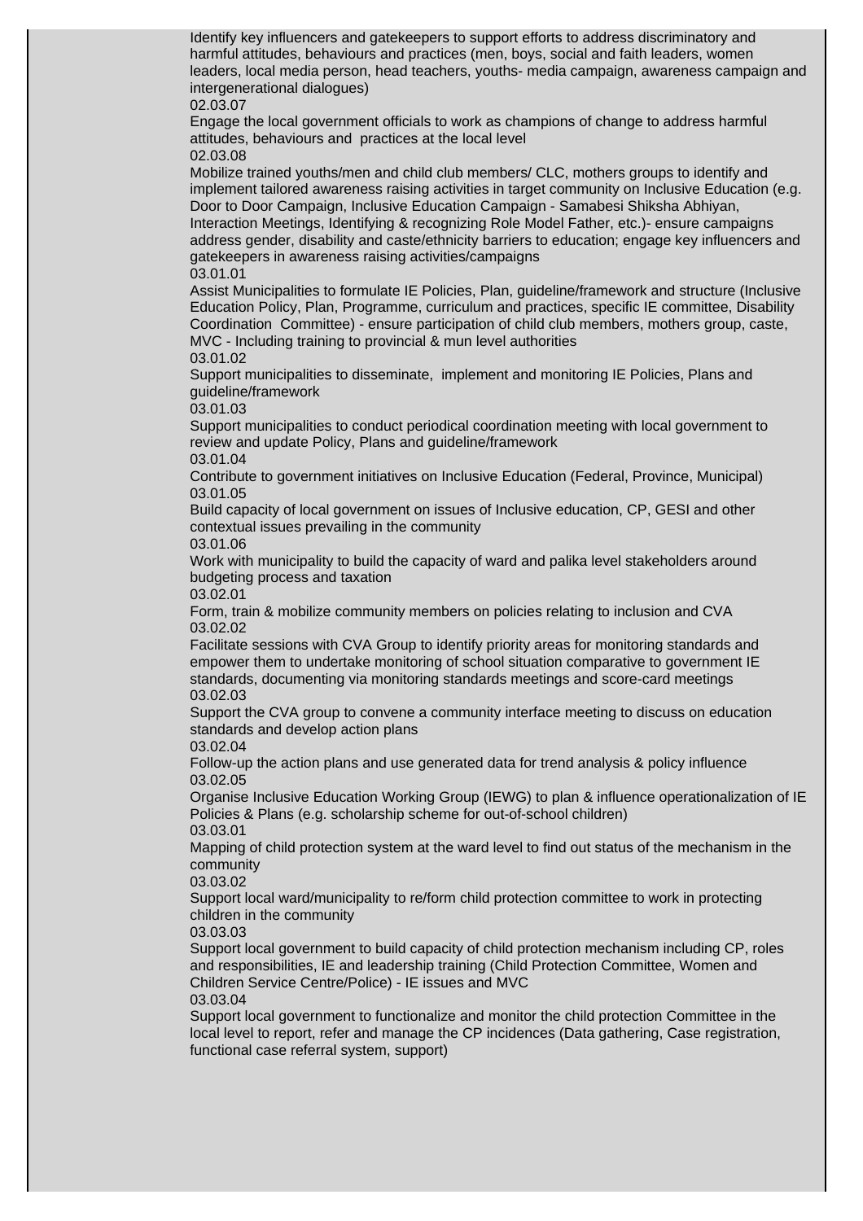Identify key influencers and gatekeepers to support efforts to address discriminatory and harmful attitudes, behaviours and practices (men, boys, social and faith leaders, women leaders, local media person, head teachers, youths- media campaign, awareness campaign and intergenerational dialogues)

02.03.07

Engage the local government officials to work as champions of change to address harmful attitudes, behaviours and practices at the local level

02.03.08

Mobilize trained youths/men and child club members/ CLC, mothers groups to identify and implement tailored awareness raising activities in target community on Inclusive Education (e.g. Door to Door Campaign, Inclusive Education Campaign - Samabesi Shiksha Abhiyan, Interaction Meetings, Identifying & recognizing Role Model Father, etc.)- ensure campaigns address gender, disability and caste/ethnicity barriers to education; engage key influencers and gatekeepers in awareness raising activities/campaigns

03.01.01

Assist Municipalities to formulate IE Policies, Plan, guideline/framework and structure (Inclusive Education Policy, Plan, Programme, curriculum and practices, specific IE committee, Disability Coordination Committee) - ensure participation of child club members, mothers group, caste, MVC - Including training to provincial & mun level authorities

03.01.02

Support municipalities to disseminate, implement and monitoring IE Policies, Plans and guideline/framework

03.01.03

Support municipalities to conduct periodical coordination meeting with local government to review and update Policy, Plans and guideline/framework

03.01.04

Contribute to government initiatives on Inclusive Education (Federal, Province, Municipal)

03.01.05

Build capacity of local government on issues of Inclusive education, CP, GESI and other contextual issues prevailing in the community

03.01.06

Work with municipality to build the capacity of ward and palika level stakeholders around budgeting process and taxation

03.02.01

Form, train & mobilize community members on policies relating to inclusion and CVA

03.02.02

Facilitate sessions with CVA Group to identify priority areas for monitoring standards and empower them to undertake monitoring of school situation comparative to government IE standards, documenting via monitoring standards meetings and score-card meetings

03.02.03

Support the CVA group to convene a community interface meeting to discuss on education standards and develop action plans

03.02.04

Follow-up the action plans and use generated data for trend analysis & policy influence

03.02.05

Organise Inclusive Education Working Group (IEWG) to plan & influence operationalization of IE Policies & Plans (e.g. scholarship scheme for out-of-school children)

03.03.01

Mapping of child protection system at the ward level to find out status of the mechanism in the community

03.03.02

Support local ward/municipality to re/form child protection committee to work in protecting children in the community

03.03.03

Support local government to build capacity of child protection mechanism including CP, roles and responsibilities, IE and leadership training (Child Protection Committee, Women and Children Service Centre/Police) - IE issues and MVC

03.03.04

Support local government to functionalize and monitor the child protection Committee in the local level to report, refer and manage the CP incidences (Data gathering, Case registration, functional case referral system, support)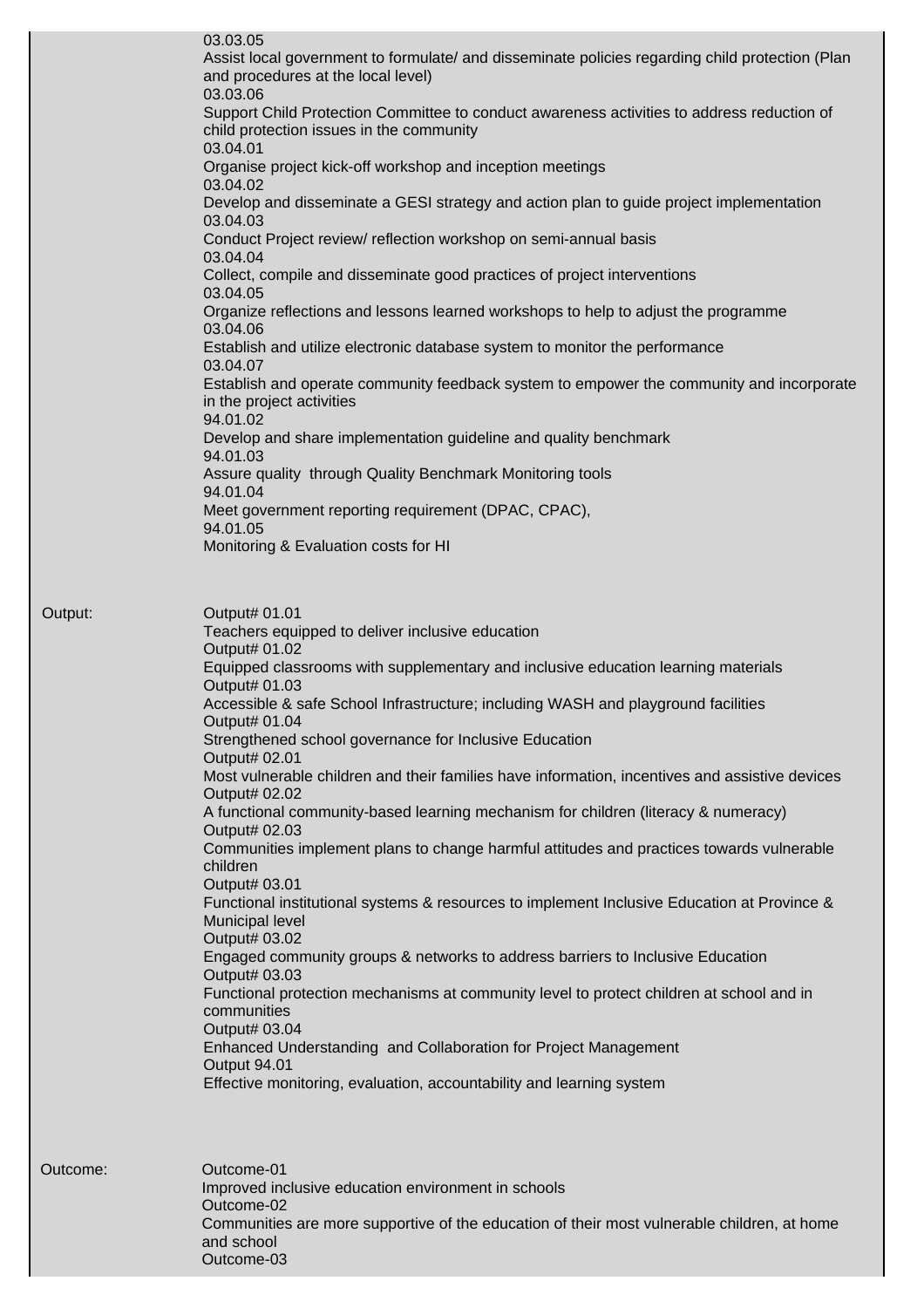| | |
|---|---|
| | 03.03.05<br>Assist local government to formulate/ and disseminate policies regarding child protection (Plan and procedures at the local level)<br>03.03.06<br>Support Child Protection Committee to conduct awareness activities to address reduction of child protection issues in the community<br>03.04.01<br>Organise project kick-off workshop and inception meetings<br>03.04.02<br>Develop and disseminate a GESI strategy and action plan to guide project implementation<br>03.04.03<br>Conduct Project review/ reflection workshop on semi-annual basis<br>03.04.04<br>Collect, compile and disseminate good practices of project interventions<br>03.04.05<br>Organize reflections and lessons learned workshops to help to adjust the programme<br>03.04.06<br>Establish and utilize electronic database system to monitor the performance<br>03.04.07<br>Establish and operate community feedback system to empower the community and incorporate in the project activities<br>94.01.02<br>Develop and share implementation guideline and quality benchmark<br>94.01.03<br>Assure quality through Quality Benchmark Monitoring tools<br>94.01.04<br>Meet government reporting requirement (DPAC, CPAC),<br>94.01.05<br>Monitoring & Evaluation costs for HI |
| Output: | Output# 01.01<br>Teachers equipped to deliver inclusive education<br>Output# 01.02<br>Equipped classrooms with supplementary and inclusive education learning materials<br>Output# 01.03<br>Accessible & safe School Infrastructure; including WASH and playground facilities<br>Output# 01.04<br>Strengthened school governance for Inclusive Education<br>Output# 02.01<br>Most vulnerable children and their families have information, incentives and assistive devices<br>Output# 02.02<br>A functional community-based learning mechanism for children (literacy & numeracy)<br>Output# 02.03<br>Communities implement plans to change harmful attitudes and practices towards vulnerable children<br>Output# 03.01<br>Functional institutional systems & resources to implement Inclusive Education at Province & Municipal level<br>Output# 03.02<br>Engaged community groups & networks to address barriers to Inclusive Education<br>Output# 03.03<br>Functional protection mechanisms at community level to protect children at school and in communities<br>Output# 03.04<br>Enhanced Understanding and Collaboration for Project Management<br>Output 94.01<br>Effective monitoring, evaluation, accountability and learning system |
| Outcome: | Outcome-01<br>Improved inclusive education environment in schools<br>Outcome-02<br>Communities are more supportive of the education of their most vulnerable children, at home and school<br>Outcome-03 |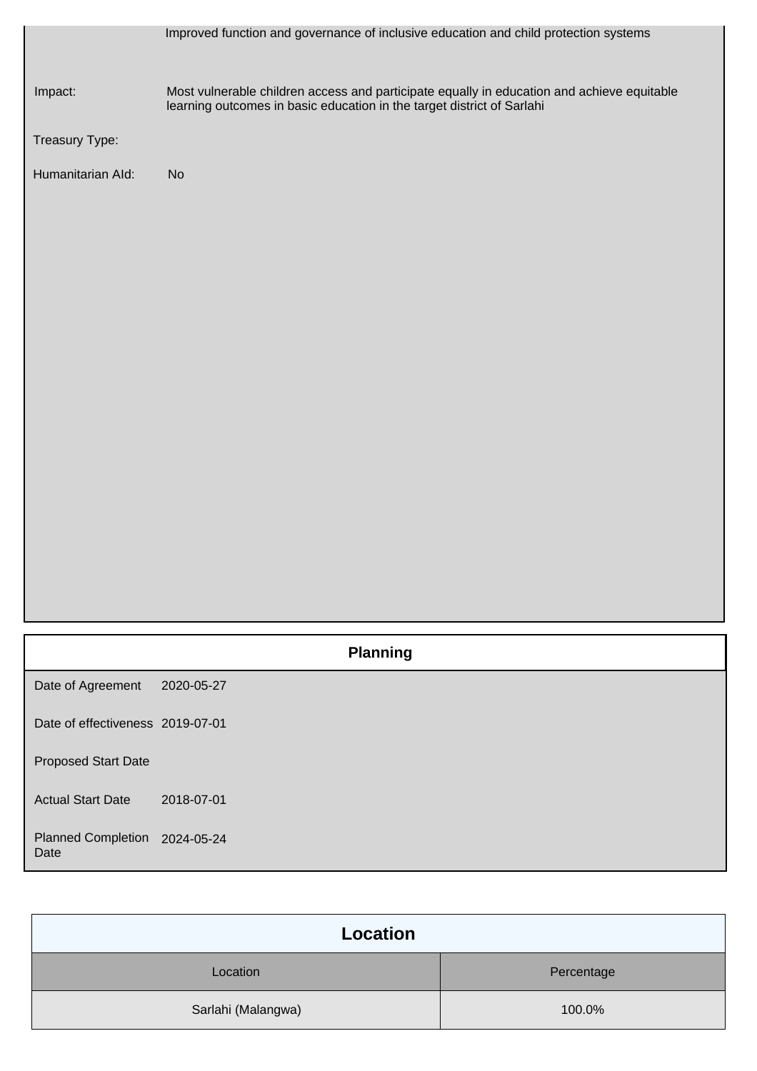| | |
|---|---|
| | Improved function and governance of inclusive education and child protection systems |
| Impact: | Most vulnerable children access and participate equally in education and achieve equitable learning outcomes in basic education in the target district of Sarlahi |
| Treasury Type: | |
| Humanitarian AId: | No |

## Planning

| | |
|---|---|
| Date of Agreement | 2020-05-27 |
| Date of effectiveness | 2019-07-01 |
| Proposed Start Date | |
| Actual Start Date | 2018-07-01 |
| Planned Completion Date | 2024-05-24 |

## Location

| Location | Percentage |
|---|---|
| Sarlahi (Malangwa) | 100.0% |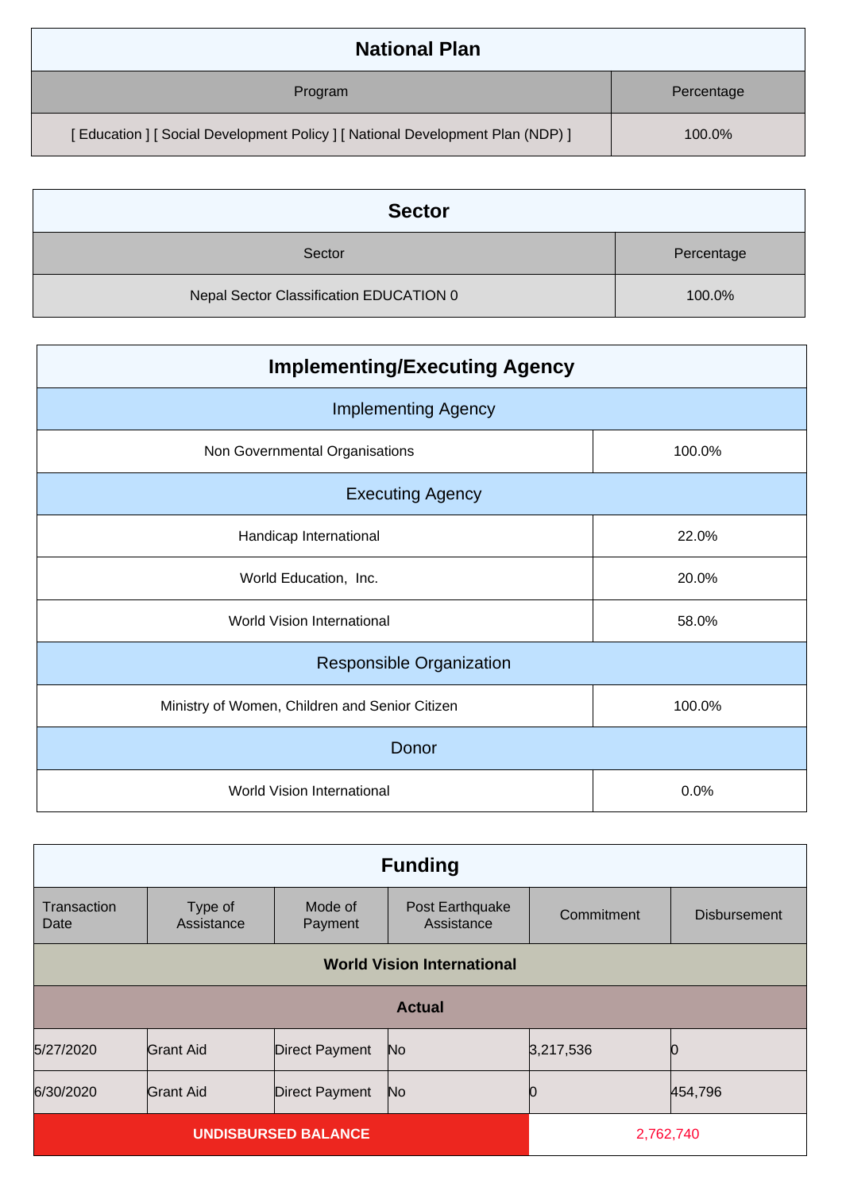## National Plan

| Program | Percentage |
| --- | --- |
| [ Education ] [ Social Development Policy ] [ National Development Plan (NDP) ] | 100.0% |

## Sector

| Sector | Percentage |
| --- | --- |
| Nepal Sector Classification EDUCATION 0 | 100.0% |

## Implementing/Executing Agency

| Implementing Agency | |
| --- | --- |
| Non Governmental Organisations | 100.0% |
| **Executing Agency** | |
| Handicap International | 22.0% |
| World Education,  Inc. | 20.0% |
| World Vision International | 58.0% |
| **Responsible Organization** | |
| Ministry of Women, Children and Senior Citizen | 100.0% |
| **Donor** | |
| World Vision International | 0.0% |

## Funding

| Transaction Date | Type of Assistance | Mode of Payment | Post Earthquake Assistance | Commitment | Disbursement |
| --- | --- | --- | --- | --- | --- |
| **World Vision International** | | | | | |
| **Actual** | | | | | |
| 5/27/2020 | Grant Aid | Direct Payment | No | 3,217,536 | 0 |
| 6/30/2020 | Grant Aid | Direct Payment | No | 0 | 454,796 |
| **UNDISBURSED BALANCE** | | | | 2,762,740 | |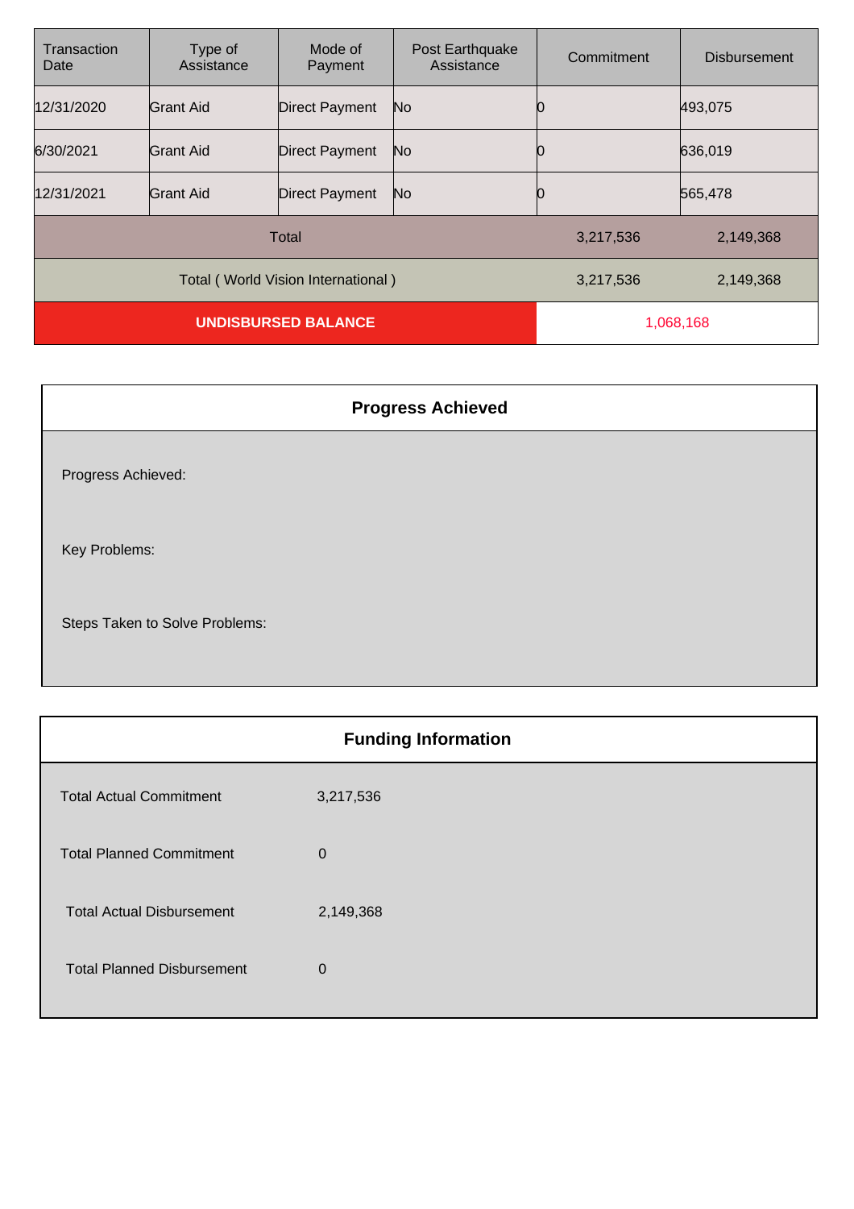| Transaction Date | Type of Assistance | Mode of Payment | Post Earthquake Assistance | Commitment | Disbursement |
| --- | --- | --- | --- | --- | --- |
| 12/31/2020 | Grant Aid | Direct Payment | No | 0 | 493,075 |
| 6/30/2021 | Grant Aid | Direct Payment | No | 0 | 636,019 |
| 12/31/2021 | Grant Aid | Direct Payment | No | 0 | 565,478 |
| Total | | | | 3,217,536 | 2,149,368 |
| Total ( World Vision International ) | | | | 3,217,536 | 2,149,368 |
| **UNDISBURSED BALANCE** | | | | 1,068,168 | |

## Progress Achieved

Progress Achieved:

Key Problems:

Steps Taken to Solve Problems:

## Funding Information

| | |
| --- | --- |
| Total Actual Commitment | 3,217,536 |
| Total Planned Commitment | 0 |
| Total Actual Disbursement | 2,149,368 |
| Total Planned Disbursement | 0 |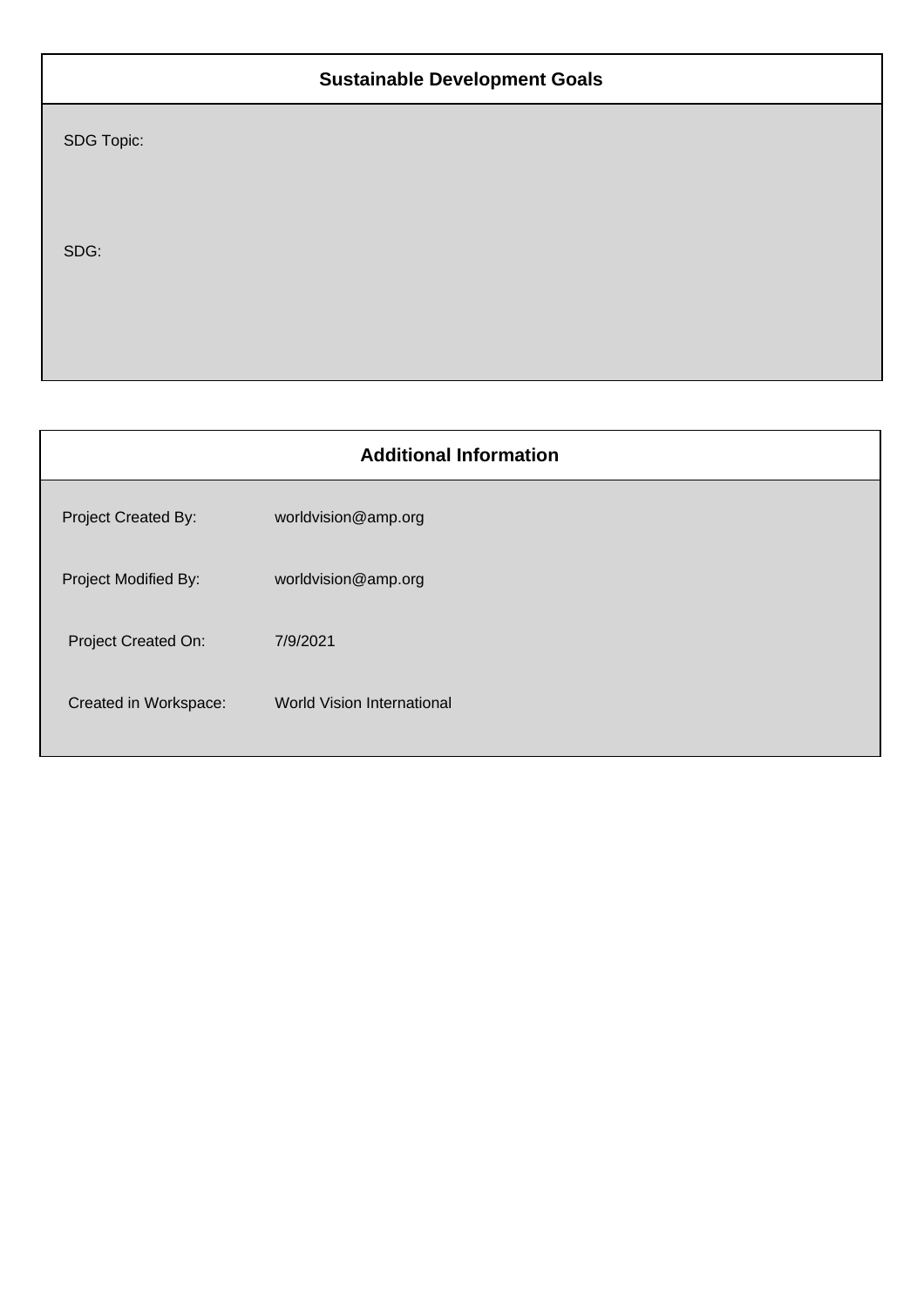## Sustainable Development Goals

SDG Topic:

SDG:

## Additional Information

| | |
|---|---|
| Project Created By: | worldvision@amp.org |
| Project Modified By: | worldvision@amp.org |
| Project Created On: | 7/9/2021 |
| Created in Workspace: | World Vision International |